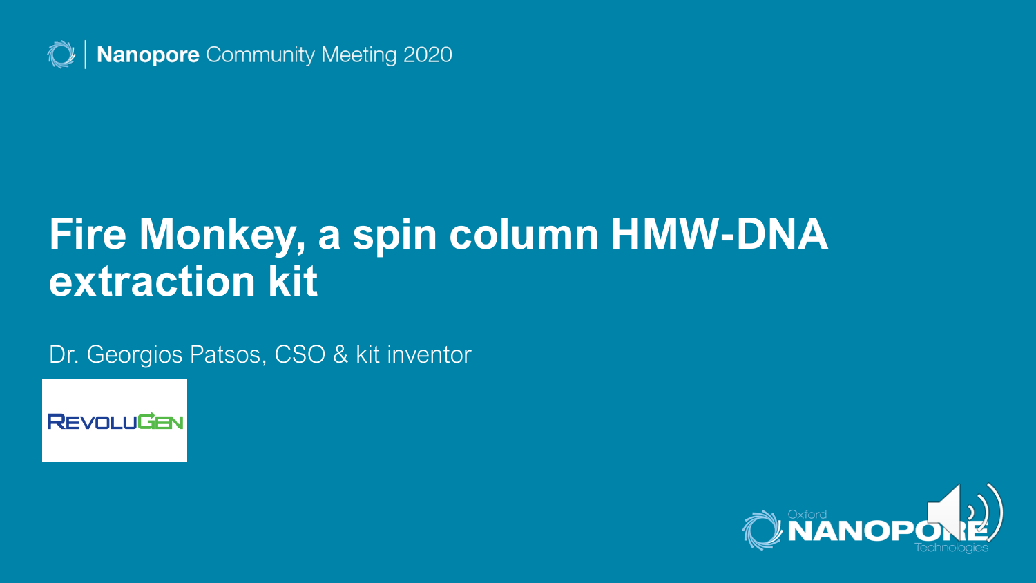Nanopore Community Meeting 2020

# Fire Monkey, a spin column HMW-DNA extraction kit

Dr. Georgios Patsos, CSO & kit inventor

RevoluGen

Oxford Nanopore Technologies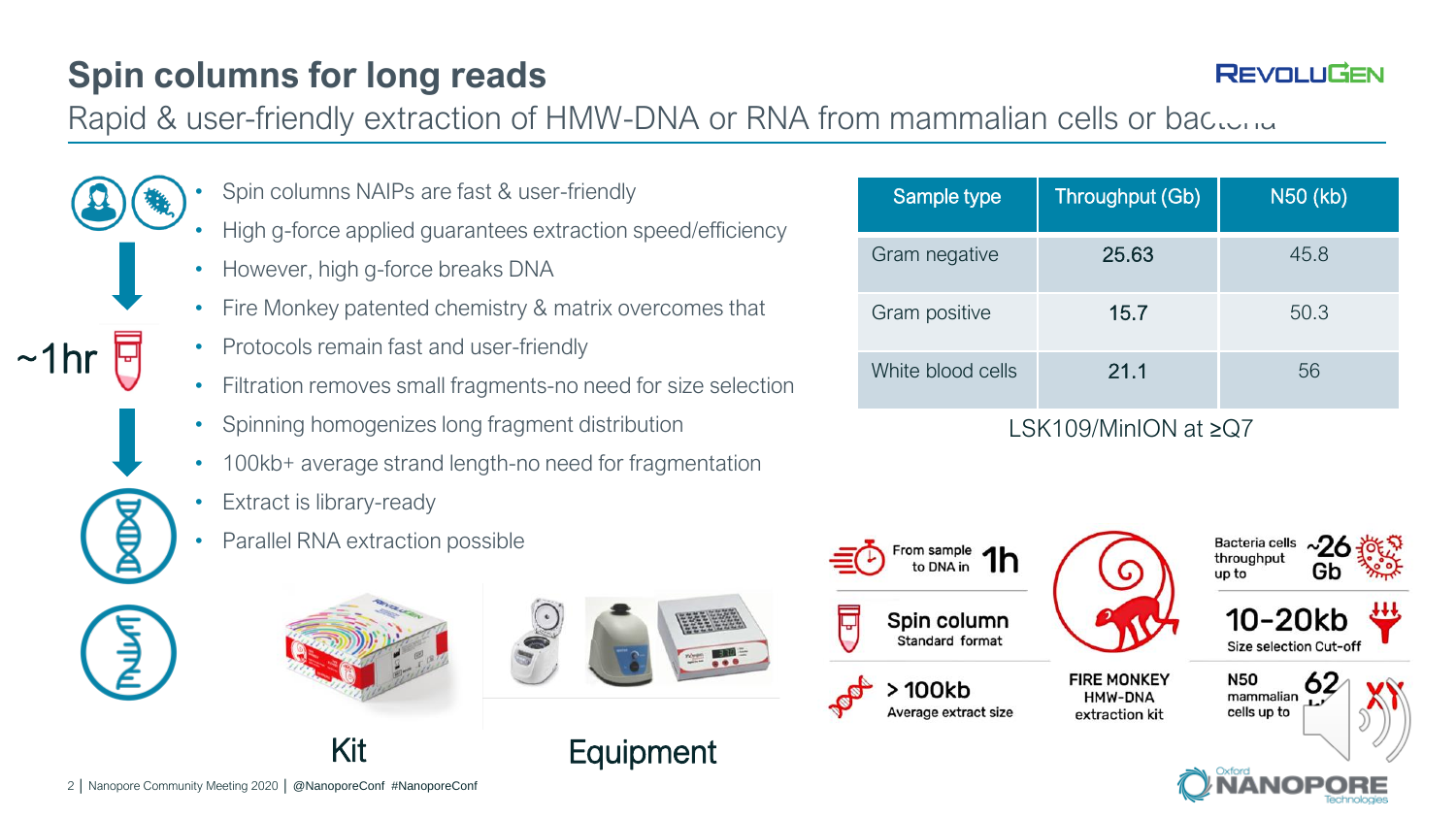# Spin columns for long reads

## Rapid & user-friendly extraction of HMW-DNA or RNA from mammalian cells or bacteria

- Spin columns NAIPs are fast & user-friendly
- High g-force applied guarantees extraction speed/efficiency
- However, high g-force breaks DNA
- Fire Monkey patented chemistry & matrix overcomes that
- Protocols remain fast and user-friendly
- Filtration removes small fragments-no need for size selection
- Spinning homogenizes long fragment distribution
- 100kb+ average strand length-no need for fragmentation
- Extract is library-ready
- Parallel RNA extraction possible

~1hr

| Sample type | Throughput (Gb) | N50 (kb) |
|---|---|---|
| Gram negative | 25.63 | 45.8 |
| Gram positive | 15.7 | 50.3 |
| White blood cells | 21.1 | 56 |

LSK109/MinION at ≥Q7

Kit

Equipment

From sample to DNA in **1h**

**Spin column** Standard format

**> 100kb** Average extract size

**FIRE MONKEY** HMW-DNA extraction kit

Bacteria cells throughput up to **~26 Gb**

**10-20kb** Size selection Cut-off

N50 mammalian cells up to **62**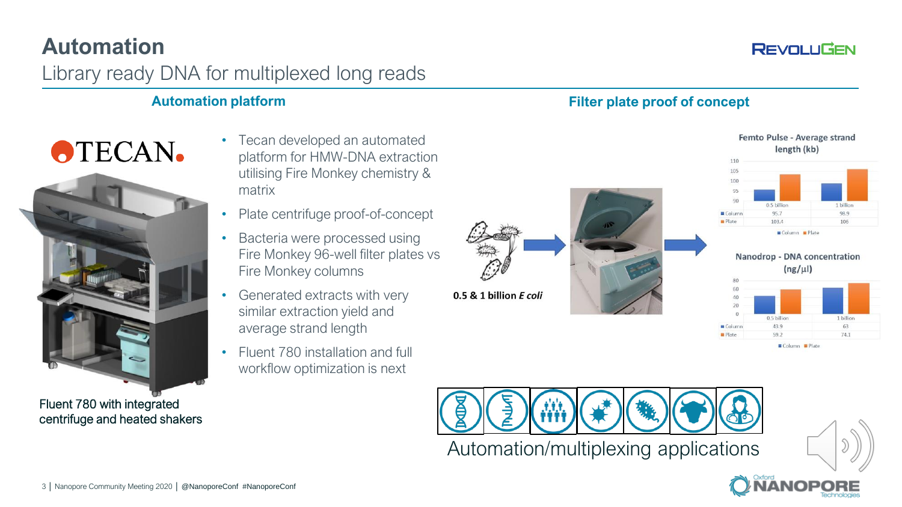# Automation

## Library ready DNA for multiplexed long reads

### Automation platform

TECAN.

- Tecan developed an automated platform for HMW-DNA extraction utilising Fire Monkey chemistry & matrix
- Plate centrifuge proof-of-concept
- Bacteria were processed using Fire Monkey 96-well filter plates vs Fire Monkey columns
- Generated extracts with very similar extraction yield and average strand length
- Fluent 780 installation and full workflow optimization is next

Fluent 780 with integrated centrifuge and heated shakers

### Filter plate proof of concept

0.5 & 1 billion *E coli*

**Femto Pulse - Average strand length (kb)**

| | 0.5 billion | 1 billion |
|---|---|---|
| Column | 95.7 | 98.9 |
| Plate | 103.4 | 106 |

**Nanodrop - DNA concentration (ng/µl)**

| | 0.5 billion | 1 billion |
|---|---|---|
| Column | 43.9 | 63 |
| Plate | 59.2 | 74.1 |

Automation/multiplexing applications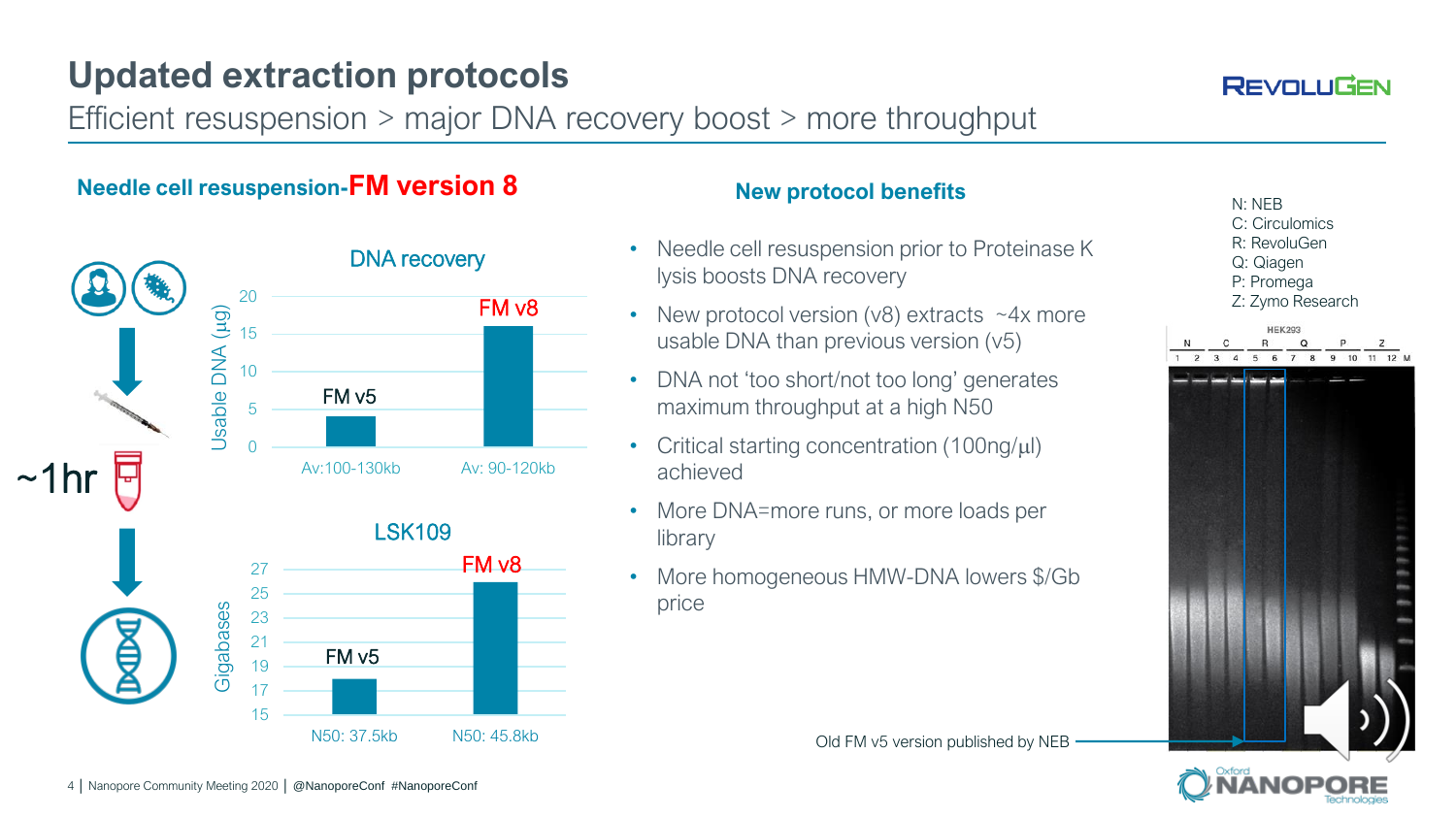# Updated extraction protocols

Efficient resuspension > major DNA recovery boost > more throughput

## Needle cell resuspension-FM version 8

~1hr

### DNA recovery

Usable DNA (µg)

| | FM v5 | FM v8 |
|---|---|---|
| Size | Av:100-130kb | Av: 90-120kb |

### LSK109

Gigabases

| | FM v5 | FM v8 |
|---|---|---|
| N50 | N50: 37.5kb | N50: 45.8kb |

## New protocol benefits

- Needle cell resuspension prior to Proteinase K lysis boosts DNA recovery
- New protocol version (v8) extracts ~4x more usable DNA than previous version (v5)
- DNA not 'too short/not too long' generates maximum throughput at a high N50
- Critical starting concentration (100ng/µl) achieved
- More DNA=more runs, or more loads per library
- More homogeneous HMW-DNA lowers $/Gb price

N: NEB
C: Circulomics
R: RevoluGen
Q: Qiagen
P: Promega
Z: Zymo Research

Old FM v5 version published by NEB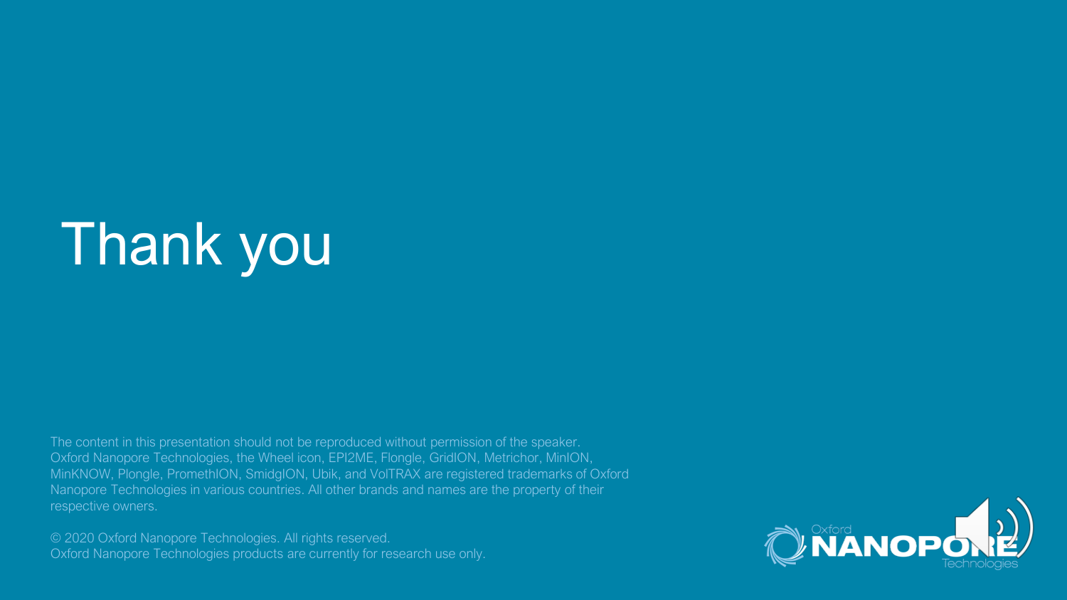# Thank you

The content in this presentation should not be reproduced without permission of the speaker.
Oxford Nanopore Technologies, the Wheel icon, EPI2ME, Flongle, GridION, Metrichor, MinION, MinKNOW, Plongle, PromethION, SmidgION, Ubik, and VolTRAX are registered trademarks of Oxford Nanopore Technologies in various countries. All other brands and names are the property of their respective owners.

© 2020 Oxford Nanopore Technologies. All rights reserved.
Oxford Nanopore Technologies products are currently for research use only.